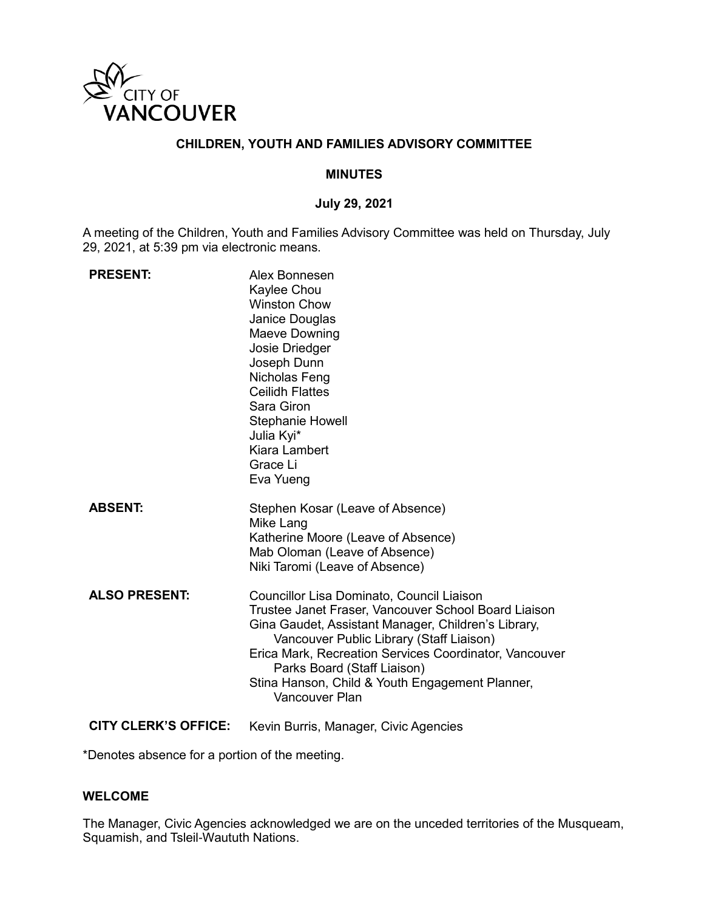CITY OF VANCOUVER

# CHILDREN, YOUTH AND FAMILIES ADVISORY COMMITTEE

## MINUTES

### July 29, 2021

A meeting of the Children, Youth and Families Advisory Committee was held on Thursday, July 29, 2021, at 5:39 pm via electronic means.

**PRESENT:**
Alex Bonnesen
Kaylee Chou
Winston Chow
Janice Douglas
Maeve Downing
Josie Driedger
Joseph Dunn
Nicholas Feng
Ceilidh Flattes
Sara Giron
Stephanie Howell
Julia Kyi*
Kiara Lambert
Grace Li
Eva Yueng

**ABSENT:**
Stephen Kosar (Leave of Absence)
Mike Lang
Katherine Moore (Leave of Absence)
Mab Oloman (Leave of Absence)
Niki Taromi (Leave of Absence)

**ALSO PRESENT:**
Councillor Lisa Dominato, Council Liaison
Trustee Janet Fraser, Vancouver School Board Liaison
Gina Gaudet, Assistant Manager, Children's Library, Vancouver Public Library (Staff Liaison)
Erica Mark, Recreation Services Coordinator, Vancouver Parks Board (Staff Liaison)
Stina Hanson, Child & Youth Engagement Planner, Vancouver Plan

**CITY CLERK'S OFFICE:** Kevin Burris, Manager, Civic Agencies

*Denotes absence for a portion of the meeting.

### WELCOME

The Manager, Civic Agencies acknowledged we are on the unceded territories of the Musqueam, Squamish, and Tsleil-Waututh Nations.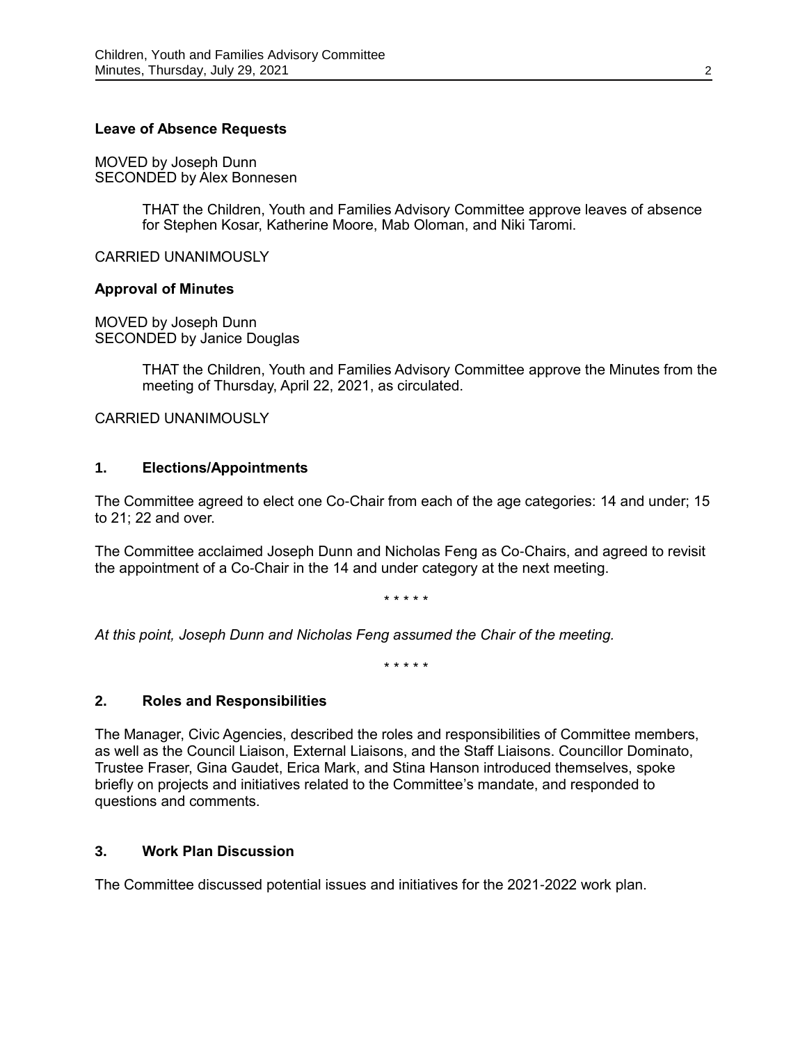**Leave of Absence Requests**

MOVED by Joseph Dunn
SECONDED by Alex Bonnesen

> THAT the Children, Youth and Families Advisory Committee approve leaves of absence for Stephen Kosar, Katherine Moore, Mab Oloman, and Niki Taromi.

CARRIED UNANIMOUSLY

**Approval of Minutes**

MOVED by Joseph Dunn
SECONDED by Janice Douglas

> THAT the Children, Youth and Families Advisory Committee approve the Minutes from the meeting of Thursday, April 22, 2021, as circulated.

CARRIED UNANIMOUSLY

## 1. Elections/Appointments

The Committee agreed to elect one Co-Chair from each of the age categories: 14 and under; 15 to 21; 22 and over.

The Committee acclaimed Joseph Dunn and Nicholas Feng as Co-Chairs, and agreed to revisit the appointment of a Co-Chair in the 14 and under category at the next meeting.

\* \* \* \* \*

*At this point, Joseph Dunn and Nicholas Feng assumed the Chair of the meeting.*

\* \* \* \* \*

## 2. Roles and Responsibilities

The Manager, Civic Agencies, described the roles and responsibilities of Committee members, as well as the Council Liaison, External Liaisons, and the Staff Liaisons. Councillor Dominato, Trustee Fraser, Gina Gaudet, Erica Mark, and Stina Hanson introduced themselves, spoke briefly on projects and initiatives related to the Committee's mandate, and responded to questions and comments.

## 3. Work Plan Discussion

The Committee discussed potential issues and initiatives for the 2021-2022 work plan.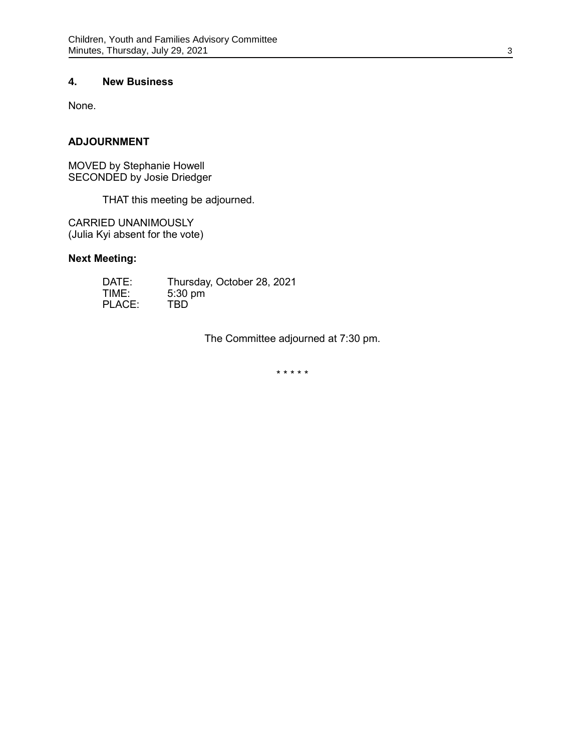## 4. New Business

None.

## ADJOURNMENT

MOVED by Stephanie Howell
SECONDED by Josie Driedger

THAT this meeting be adjourned.

CARRIED UNANIMOUSLY
(Julia Kyi absent for the vote)

**Next Meeting:**

| | |
|---|---|
| DATE: | Thursday, October 28, 2021 |
| TIME: | 5:30 pm |
| PLACE: | TBD |

The Committee adjourned at 7:30 pm.

* * * * *